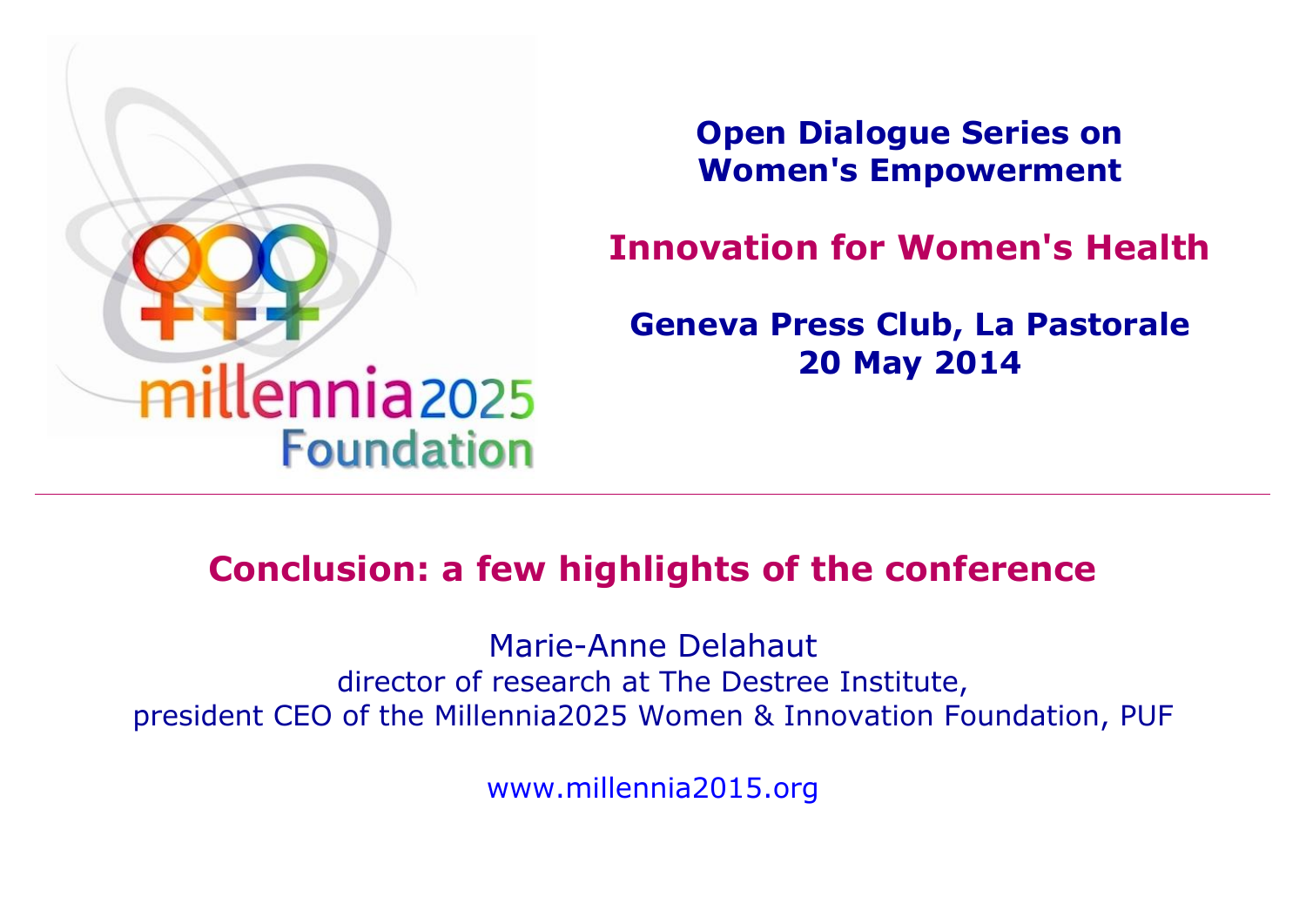millennia2025 Foundation

**Open Dialogue Series on Women's Empowerment**

## Innovation for Women's Health

**Geneva Press Club, La Pastorale**
**20 May 2014**

---

# Conclusion: a few highlights of the conference

Marie-Anne Delahaut
director of research at The Destree Institute,
president CEO of the Millennia2025 Women & Innovation Foundation, PUF

www.millennia2015.org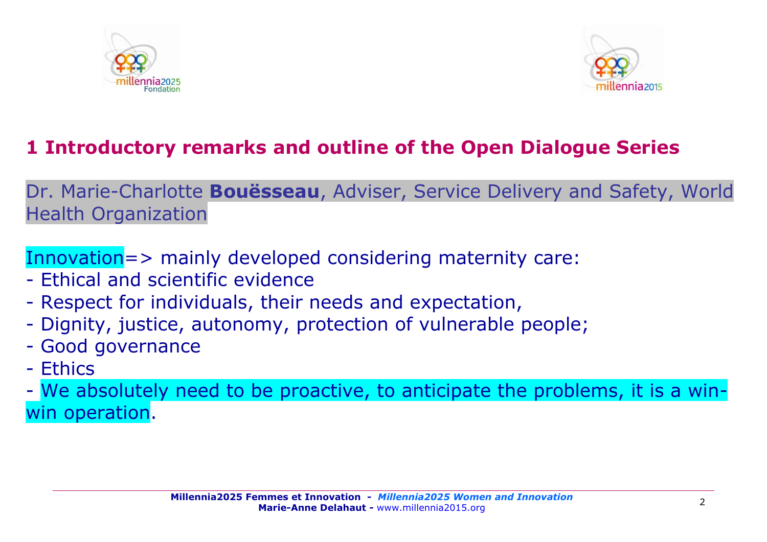## 1 Introductory remarks and outline of the Open Dialogue Series

Dr. Marie-Charlotte **Bouësseau**, Adviser, Service Delivery and Safety, World Health Organization

Innovation=> mainly developed considering maternity care:
- Ethical and scientific evidence
- Respect for individuals, their needs and expectation,
- Dignity, justice, autonomy, protection of vulnerable people;
- Good governance
- Ethics
- We absolutely need to be proactive, to anticipate the problems, it is a win-win operation.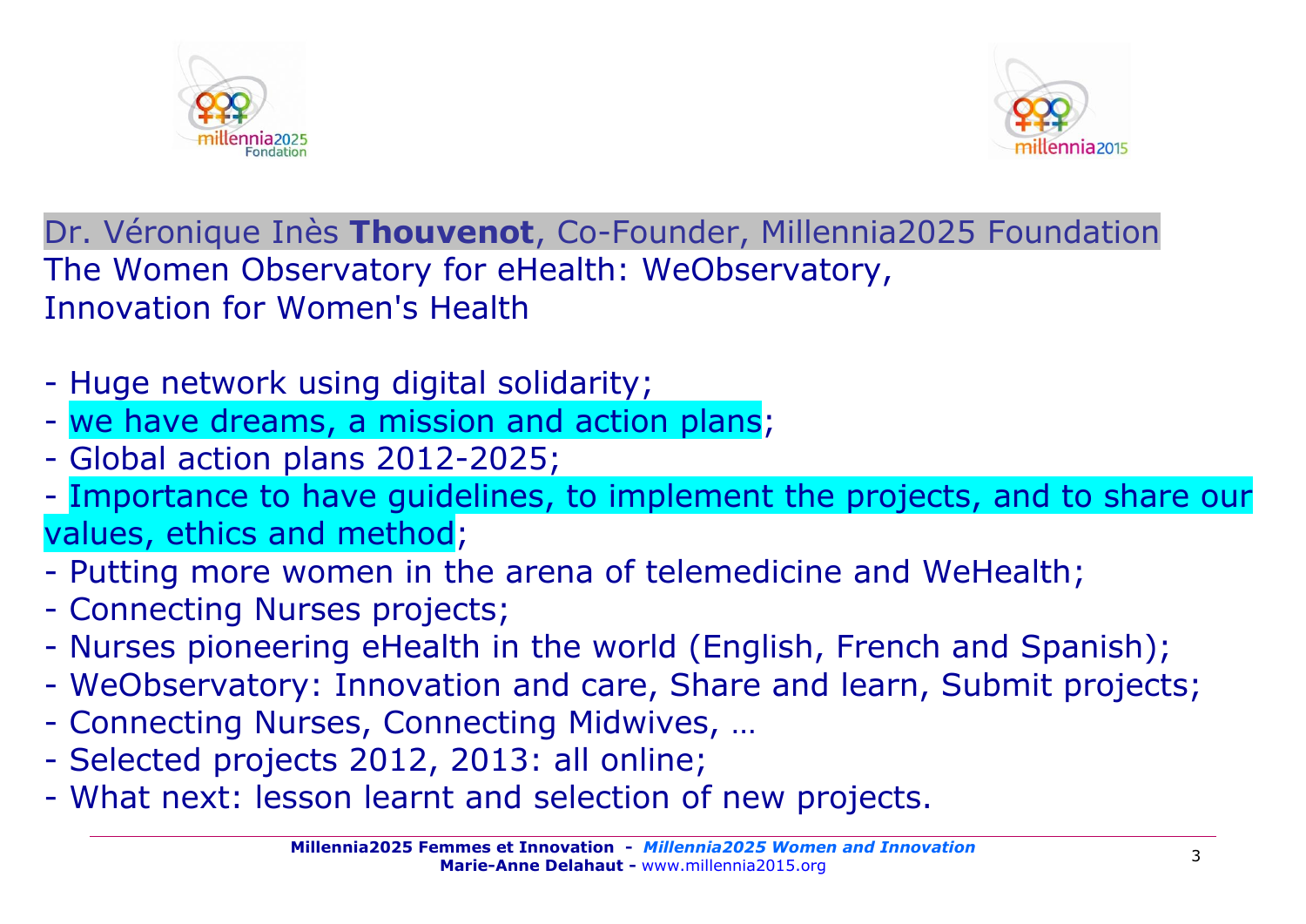Dr. Véronique Inès **Thouvenot**, Co-Founder, Millennia2025 Foundation

The Women Observatory for eHealth: WeObservatory,
Innovation for Women's Health

- Huge network using digital solidarity;
- we have dreams, a mission and action plans;
- Global action plans 2012-2025;
- Importance to have guidelines, to implement the projects, and to share our values, ethics and method;
- Putting more women in the arena of telemedicine and WeHealth;
- Connecting Nurses projects;
- Nurses pioneering eHealth in the world (English, French and Spanish);
- WeObservatory: Innovation and care, Share and learn, Submit projects;
- Connecting Nurses, Connecting Midwives, …
- Selected projects 2012, 2013: all online;
- What next: lesson learnt and selection of new projects.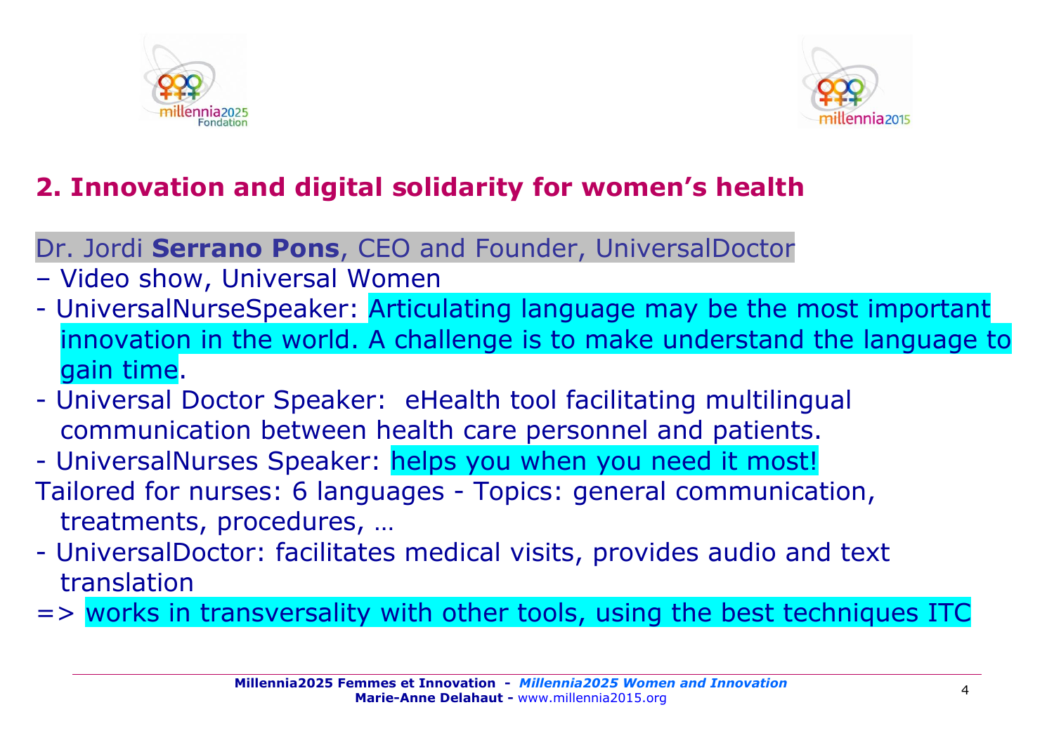## 2. Innovation and digital solidarity for women's health

Dr. Jordi **Serrano Pons**, CEO and Founder, UniversalDoctor

- – Video show, Universal Women
- UniversalNurseSpeaker: Articulating language may be the most important innovation in the world. A challenge is to make understand the language to gain time.
- Universal Doctor Speaker: eHealth tool facilitating multilingual communication between health care personnel and patients.
- UniversalNurses Speaker: helps you when you need it most!

Tailored for nurses: 6 languages - Topics: general communication, treatments, procedures, …

- UniversalDoctor: facilitates medical visits, provides audio and text translation

=> works in transversality with other tools, using the best techniques ITC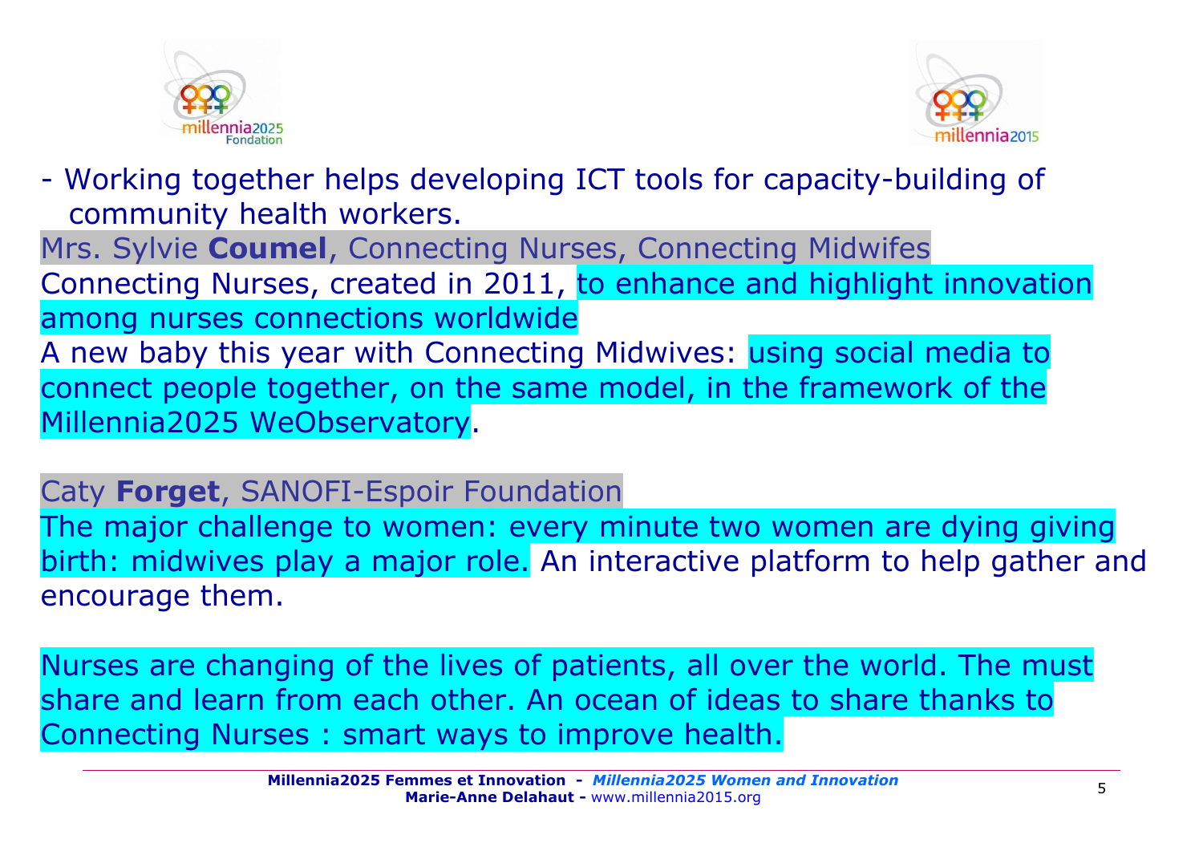- Working together helps developing ICT tools for capacity-building of community health workers.

Mrs. Sylvie **Coumel**, Connecting Nurses, Connecting Midwifes

Connecting Nurses, created in 2011, to enhance and highlight innovation among nurses connections worldwide

A new baby this year with Connecting Midwives: using social media to connect people together, on the same model, in the framework of the Millennia2025 WeObservatory.

Caty **Forget**, SANOFI-Espoir Foundation

The major challenge to women: every minute two women are dying giving birth: midwives play a major role. An interactive platform to help gather and encourage them.

Nurses are changing of the lives of patients, all over the world. The must share and learn from each other. An ocean of ideas to share thanks to Connecting Nurses : smart ways to improve health.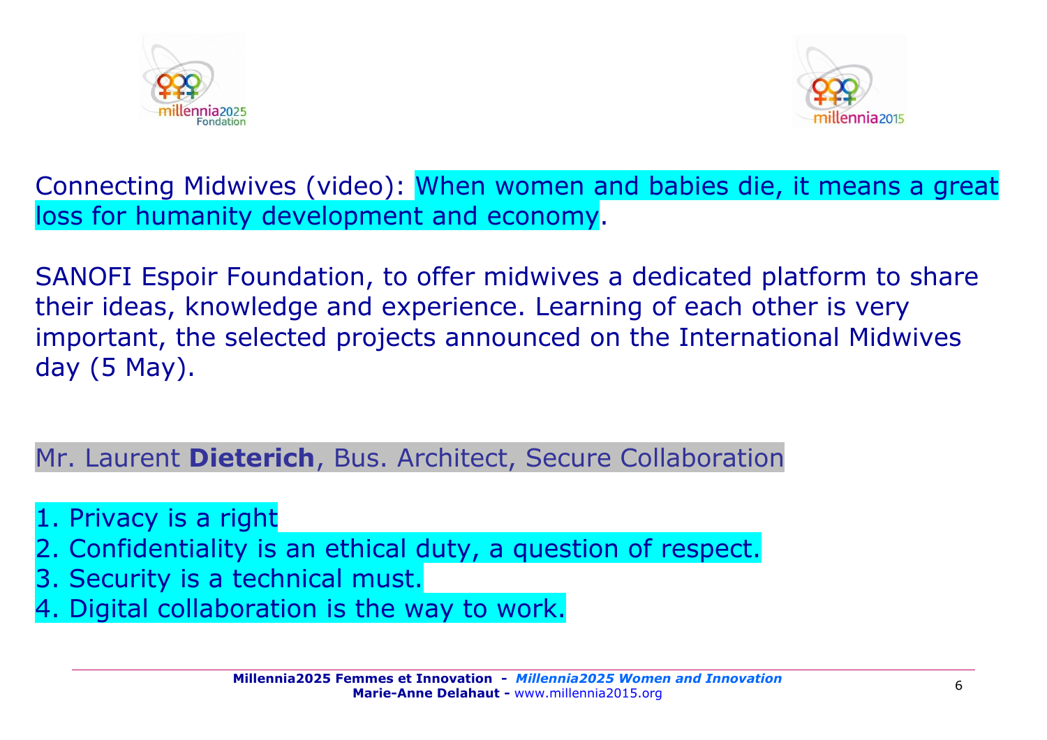Connecting Midwives (video): When women and babies die, it means a great loss for humanity development and economy.

SANOFI Espoir Foundation, to offer midwives a dedicated platform to share their ideas, knowledge and experience. Learning of each other is very important, the selected projects announced on the International Midwives day (5 May).

Mr. Laurent **Dieterich**, Bus. Architect, Secure Collaboration

1. Privacy is a right
2. Confidentiality is an ethical duty, a question of respect.
3. Security is a technical must.
4. Digital collaboration is the way to work.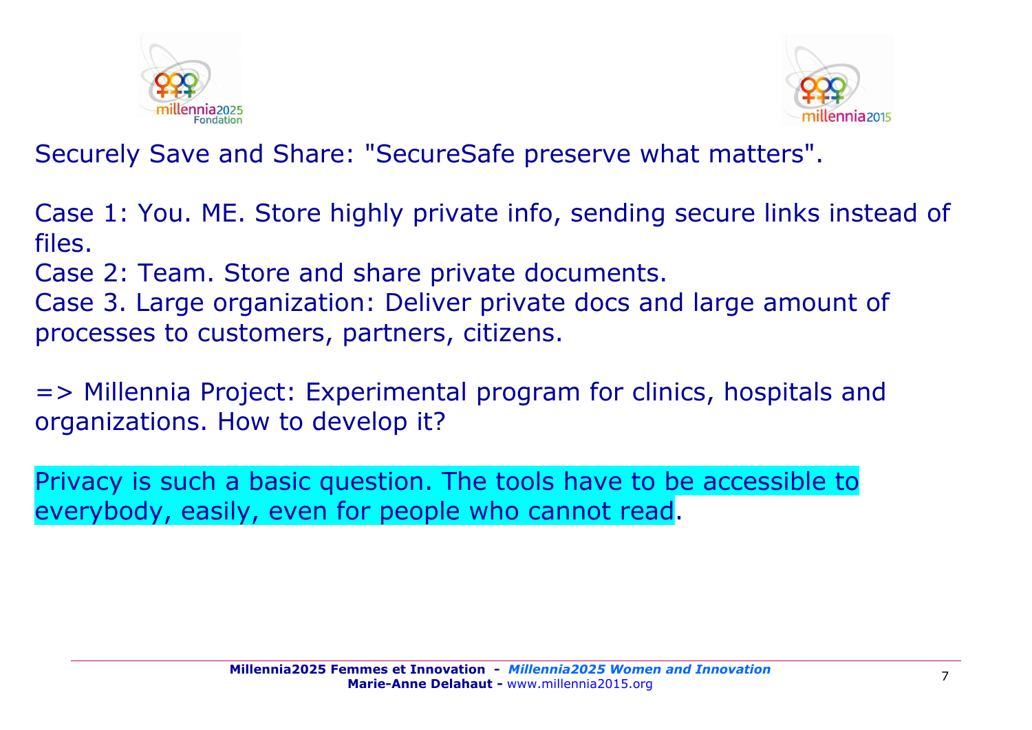Securely Save and Share: "SecureSafe preserve what matters".

Case 1: You. ME. Store highly private info, sending secure links instead of files.
Case 2: Team. Store and share private documents.
Case 3. Large organization: Deliver private docs and large amount of processes to customers, partners, citizens.

=> Millennia Project: Experimental program for clinics, hospitals and organizations. How to develop it?

Privacy is such a basic question. The tools have to be accessible to everybody, easily, even for people who cannot read.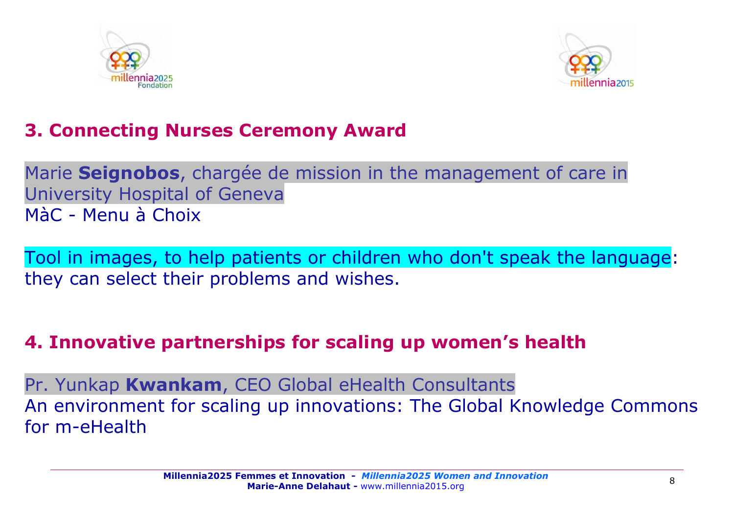## 3. Connecting Nurses Ceremony Award

Marie **Seignobos**, chargée de mission in the management of care in University Hospital of Geneva
MàC - Menu à Choix

Tool in images, to help patients or children who don't speak the language: they can select their problems and wishes.

## 4. Innovative partnerships for scaling up women's health

Pr. Yunkap **Kwankam**, CEO Global eHealth Consultants
An environment for scaling up innovations: The Global Knowledge Commons for m-eHealth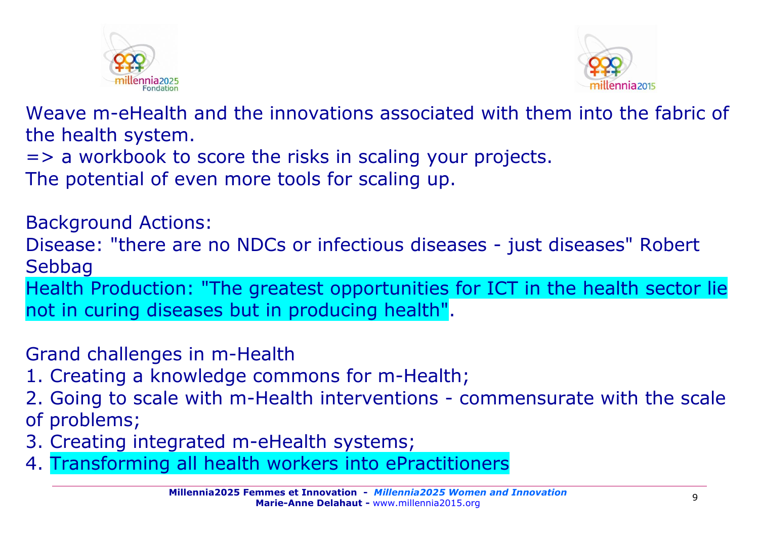Weave m-eHealth and the innovations associated with them into the fabric of the health system.

=> a workbook to score the risks in scaling your projects.

The potential of even more tools for scaling up.

Background Actions:

Disease: "there are no NDCs or infectious diseases - just diseases" Robert Sebbag

Health Production: "The greatest opportunities for ICT in the health sector lie not in curing diseases but in producing health".

Grand challenges in m-Health

1. Creating a knowledge commons for m-Health;
2. Going to scale with m-Health interventions - commensurate with the scale of problems;
3. Creating integrated m-eHealth systems;
4. Transforming all health workers into ePractitioners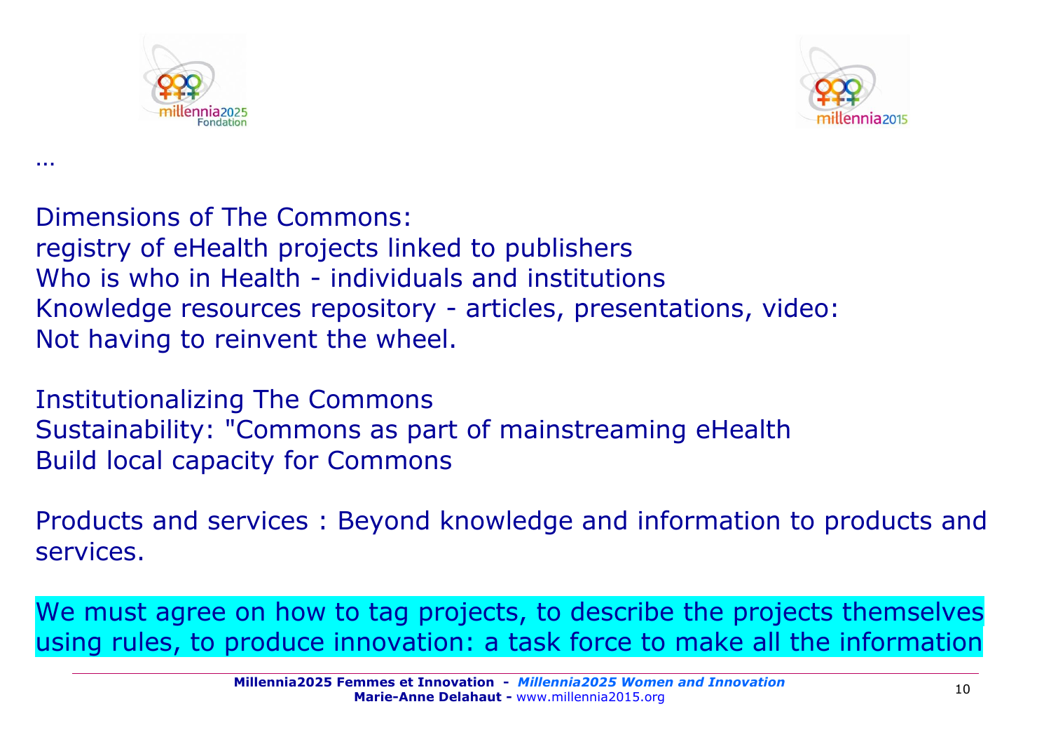…

Dimensions of The Commons:
registry of eHealth projects linked to publishers
Who is who in Health - individuals and institutions
Knowledge resources repository - articles, presentations, video:
Not having to reinvent the wheel.

Institutionalizing The Commons
Sustainability: "Commons as part of mainstreaming eHealth
Build local capacity for Commons

Products and services : Beyond knowledge and information to products and services.

We must agree on how to tag projects, to describe the projects themselves using rules, to produce innovation: a task force to make all the information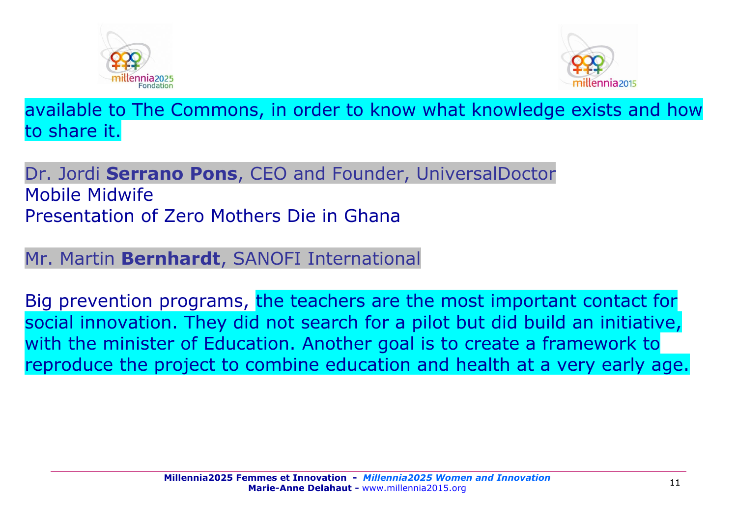available to The Commons, in order to know what knowledge exists and how to share it.

Dr. Jordi **Serrano Pons**, CEO and Founder, UniversalDoctor
Mobile Midwife
Presentation of Zero Mothers Die in Ghana

Mr. Martin **Bernhardt**, SANOFI International

Big prevention programs, the teachers are the most important contact for social innovation. They did not search for a pilot but did build an initiative, with the minister of Education. Another goal is to create a framework to reproduce the project to combine education and health at a very early age.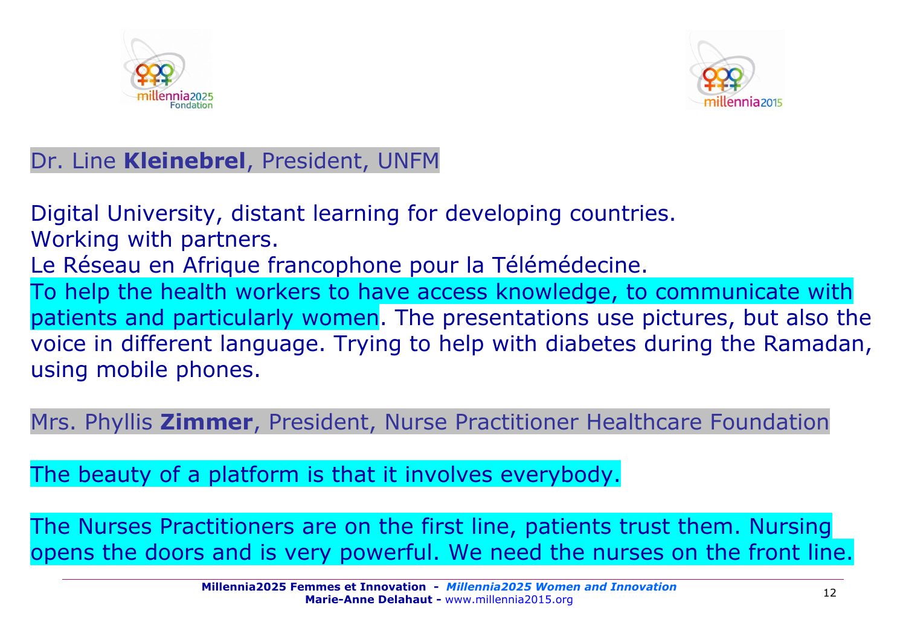Dr. Line **Kleinebrel**, President, UNFM

Digital University, distant learning for developing countries.
Working with partners.
Le Réseau en Afrique francophone pour la Télémédecine.
To help the health workers to have access knowledge, to communicate with patients and particularly women. The presentations use pictures, but also the voice in different language. Trying to help with diabetes during the Ramadan, using mobile phones.

Mrs. Phyllis **Zimmer**, President, Nurse Practitioner Healthcare Foundation

The beauty of a platform is that it involves everybody.

The Nurses Practitioners are on the first line, patients trust them. Nursing opens the doors and is very powerful. We need the nurses on the front line.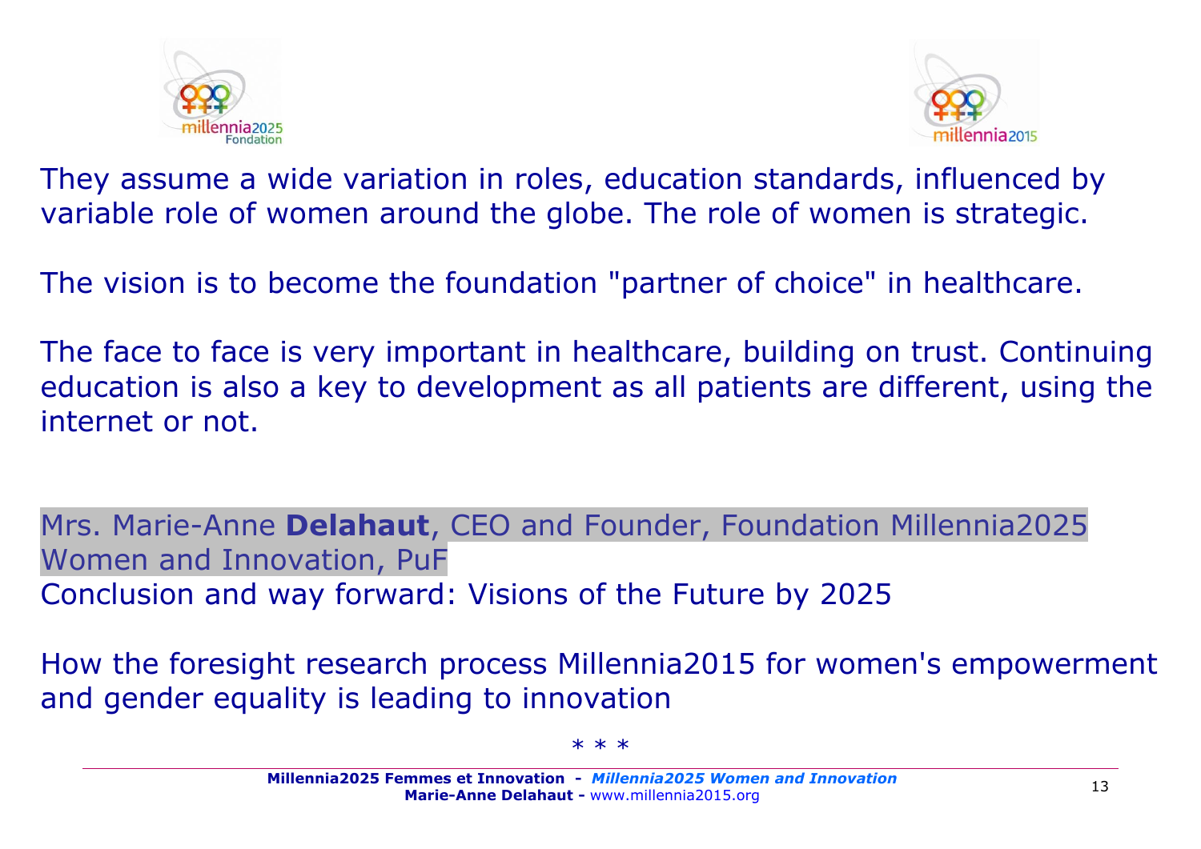They assume a wide variation in roles, education standards, influenced by variable role of women around the globe. The role of women is strategic.

The vision is to become the foundation "partner of choice" in healthcare.

The face to face is very important in healthcare, building on trust. Continuing education is also a key to development as all patients are different, using the internet or not.

Mrs. Marie-Anne **Delahaut**, CEO and Founder, Foundation Millennia2025 Women and Innovation, PuF
Conclusion and way forward: Visions of the Future by 2025

How the foresight research process Millennia2015 for women's empowerment and gender equality is leading to innovation

\* \* \*